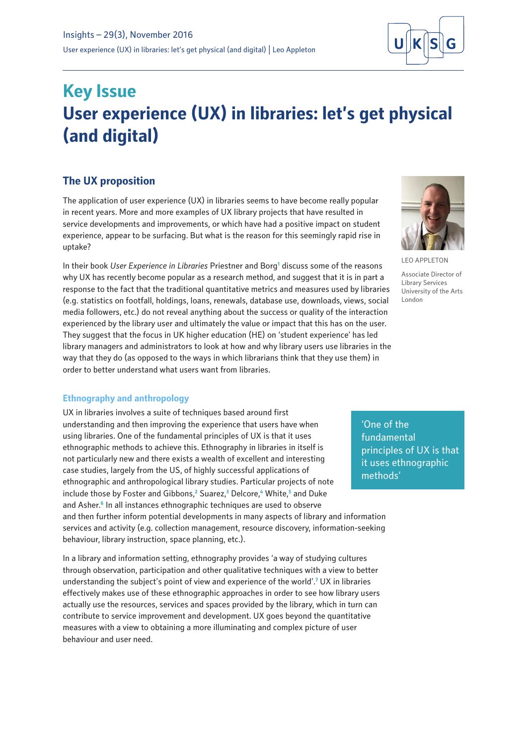# Key Issue
# User experience (UX) in libraries: let's get physical (and digital)

LEO APPLETON

Associate Director of Library Services
University of the Arts London

## The UX proposition

The application of user experience (UX) in libraries seems to have become really popular in recent years. More and more examples of UX library projects that have resulted in service developments and improvements, or which have had a positive impact on student experience, appear to be surfacing. But what is the reason for this seemingly rapid rise in uptake?

In their book *User Experience in Libraries* Priestner and Borg[1] discuss some of the reasons why UX has recently become popular as a research method, and suggest that it is in part a response to the fact that the traditional quantitative metrics and measures used by libraries (e.g. statistics on footfall, holdings, loans, renewals, database use, downloads, views, social media followers, etc.) do not reveal anything about the success or quality of the interaction experienced by the library user and ultimately the value or impact that this has on the user. They suggest that the focus in UK higher education (HE) on 'student experience' has led library managers and administrators to look at how and why library users use libraries in the way that they do (as opposed to the ways in which librarians think that they use them) in order to better understand what users want from libraries.

### Ethnography and anthropology

UX in libraries involves a suite of techniques based around first understanding and then improving the experience that users have when using libraries. One of the fundamental principles of UX is that it uses ethnographic methods to achieve this. Ethnography in libraries in itself is not particularly new and there exists a wealth of excellent and interesting case studies, largely from the US, of highly successful applications of ethnographic and anthropological library studies. Particular projects of note include those by Foster and Gibbons,[2] Suarez,[3] Delcore,[4] White,[5] and Duke and Asher.[6] In all instances ethnographic techniques are used to observe and then further inform potential developments in many aspects of library and information services and activity (e.g. collection management, resource discovery, information-seeking behaviour, library instruction, space planning, etc.).

> 'One of the fundamental principles of UX is that it uses ethnographic methods'

In a library and information setting, ethnography provides 'a way of studying cultures through observation, participation and other qualitative techniques with a view to better understanding the subject's point of view and experience of the world'.[7] UX in libraries effectively makes use of these ethnographic approaches in order to see how library users actually use the resources, services and spaces provided by the library, which in turn can contribute to service improvement and development. UX goes beyond the quantitative measures with a view to obtaining a more illuminating and complex picture of user behaviour and user need.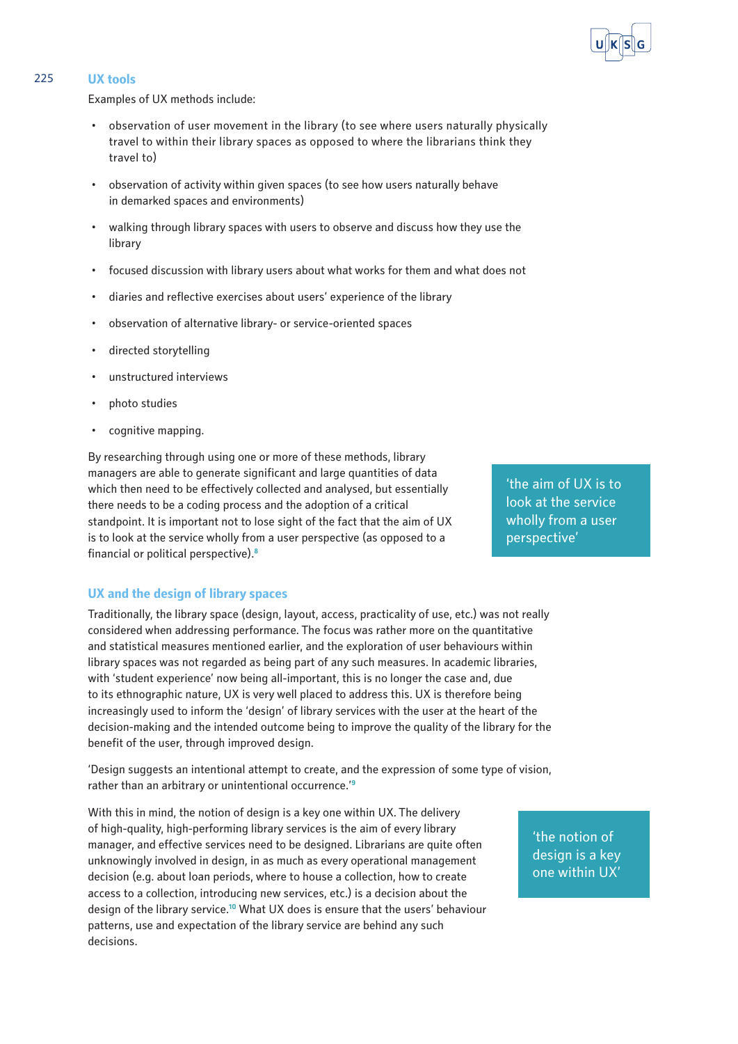## UX tools

Examples of UX methods include:

- observation of user movement in the library (to see where users naturally physically travel to within their library spaces as opposed to where the librarians think they travel to)
- observation of activity within given spaces (to see how users naturally behave in demarked spaces and environments)
- walking through library spaces with users to observe and discuss how they use the library
- focused discussion with library users about what works for them and what does not
- diaries and reflective exercises about users' experience of the library
- observation of alternative library- or service-oriented spaces
- directed storytelling
- unstructured interviews
- photo studies
- cognitive mapping.

By researching through using one or more of these methods, library managers are able to generate significant and large quantities of data which then need to be effectively collected and analysed, but essentially there needs to be a coding process and the adoption of a critical standpoint. It is important not to lose sight of the fact that the aim of UX is to look at the service wholly from a user perspective (as opposed to a financial or political perspective).[8]

> 'the aim of UX is to look at the service wholly from a user perspective'

## UX and the design of library spaces

Traditionally, the library space (design, layout, access, practicality of use, etc.) was not really considered when addressing performance. The focus was rather more on the quantitative and statistical measures mentioned earlier, and the exploration of user behaviours within library spaces was not regarded as being part of any such measures. In academic libraries, with 'student experience' now being all-important, this is no longer the case and, due to its ethnographic nature, UX is very well placed to address this. UX is therefore being increasingly used to inform the 'design' of library services with the user at the heart of the decision-making and the intended outcome being to improve the quality of the library for the benefit of the user, through improved design.

'Design suggests an intentional attempt to create, and the expression of some type of vision, rather than an arbitrary or unintentional occurrence.'[9]

With this in mind, the notion of design is a key one within UX. The delivery of high-quality, high-performing library services is the aim of every library manager, and effective services need to be designed. Librarians are quite often unknowingly involved in design, in as much as every operational management decision (e.g. about loan periods, where to house a collection, how to create access to a collection, introducing new services, etc.) is a decision about the design of the library service.[10] What UX does is ensure that the users' behaviour patterns, use and expectation of the library service are behind any such decisions.

> 'the notion of design is a key one within UX'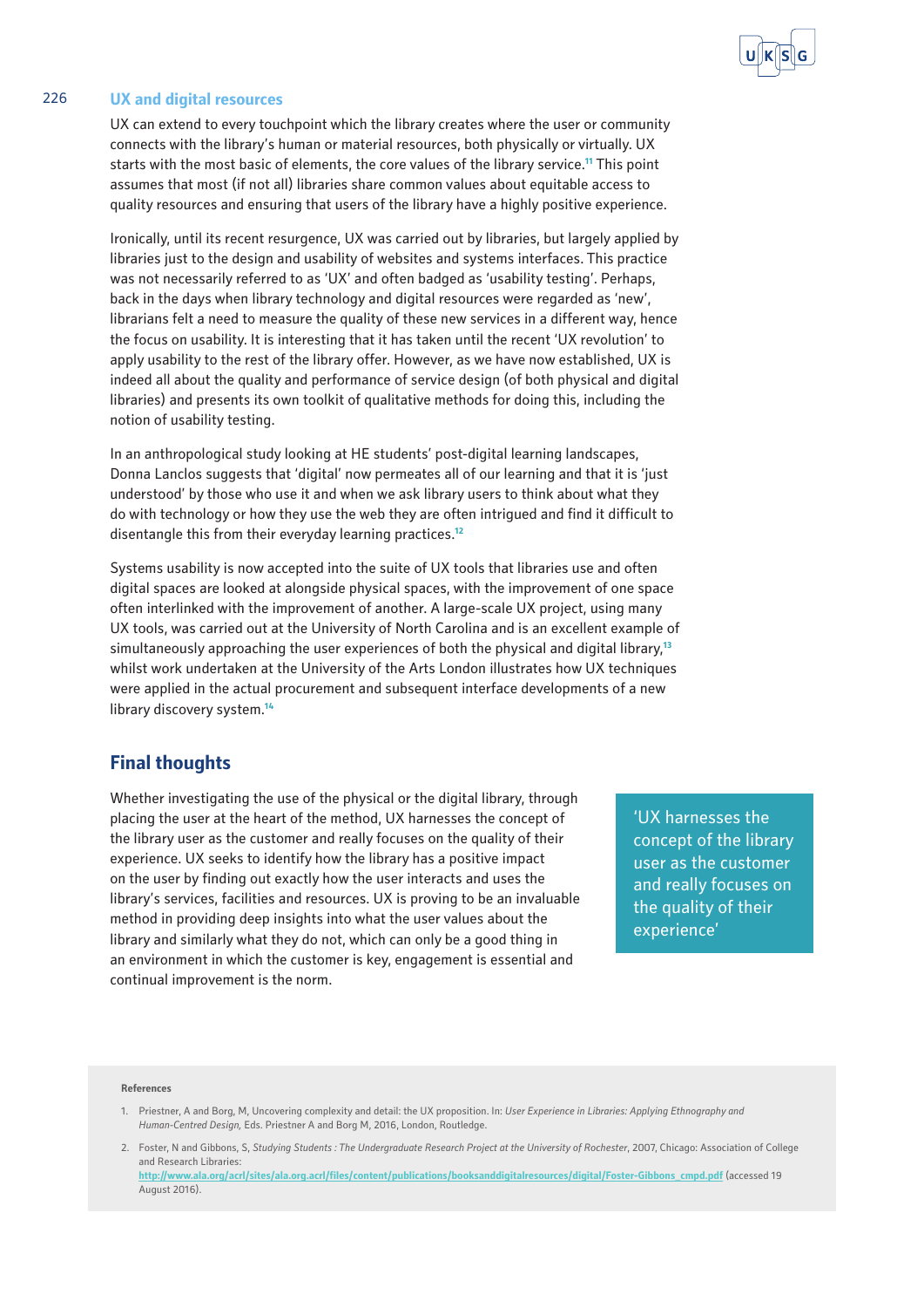## UX and digital resources

UX can extend to every touchpoint which the library creates where the user or community connects with the library's human or material resources, both physically or virtually. UX starts with the most basic of elements, the core values of the library service.[11] This point assumes that most (if not all) libraries share common values about equitable access to quality resources and ensuring that users of the library have a highly positive experience.

Ironically, until its recent resurgence, UX was carried out by libraries, but largely applied by libraries just to the design and usability of websites and systems interfaces. This practice was not necessarily referred to as 'UX' and often badged as 'usability testing'. Perhaps, back in the days when library technology and digital resources were regarded as 'new', librarians felt a need to measure the quality of these new services in a different way, hence the focus on usability. It is interesting that it has taken until the recent 'UX revolution' to apply usability to the rest of the library offer. However, as we have now established, UX is indeed all about the quality and performance of service design (of both physical and digital libraries) and presents its own toolkit of qualitative methods for doing this, including the notion of usability testing.

In an anthropological study looking at HE students' post-digital learning landscapes, Donna Lanclos suggests that 'digital' now permeates all of our learning and that it is 'just understood' by those who use it and when we ask library users to think about what they do with technology or how they use the web they are often intrigued and find it difficult to disentangle this from their everyday learning practices.[12]

Systems usability is now accepted into the suite of UX tools that libraries use and often digital spaces are looked at alongside physical spaces, with the improvement of one space often interlinked with the improvement of another. A large-scale UX project, using many UX tools, was carried out at the University of North Carolina and is an excellent example of simultaneously approaching the user experiences of both the physical and digital library,[13] whilst work undertaken at the University of the Arts London illustrates how UX techniques were applied in the actual procurement and subsequent interface developments of a new library discovery system.[14]

## Final thoughts

Whether investigating the use of the physical or the digital library, through placing the user at the heart of the method, UX harnesses the concept of the library user as the customer and really focuses on the quality of their experience. UX seeks to identify how the library has a positive impact on the user by finding out exactly how the user interacts and uses the library's services, facilities and resources. UX is proving to be an invaluable method in providing deep insights into what the user values about the library and similarly what they do not, which can only be a good thing in an environment in which the customer is key, engagement is essential and continual improvement is the norm.

> 'UX harnesses the concept of the library user as the customer and really focuses on the quality of their experience'

**References**

1. Priestner, A and Borg, M, Uncovering complexity and detail: the UX proposition. In: *User Experience in Libraries: Applying Ethnography and Human-Centred Design,* Eds. Priestner A and Borg M, 2016, London, Routledge.
2. Foster, N and Gibbons, S, *Studying Students : The Undergraduate Research Project at the University of Rochester*, 2007, Chicago: Association of College and Research Libraries: http://www.ala.org/acrl/sites/ala.org.acrl/files/content/publications/booksanddigitalresources/digital/Foster-Gibbons_cmpd.pdf (accessed 19 August 2016).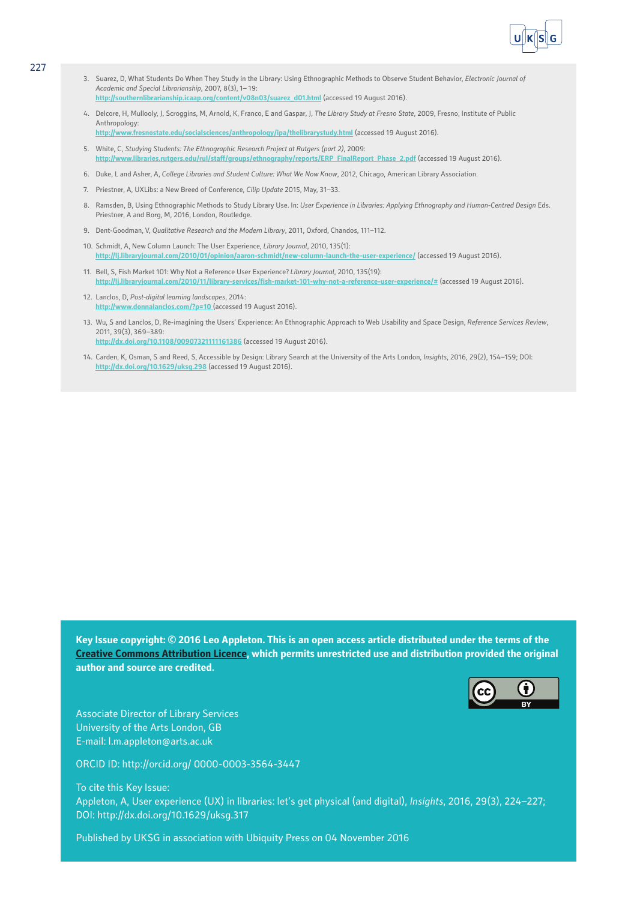3. Suarez, D, What Students Do When They Study in the Library: Using Ethnographic Methods to Observe Student Behavior, *Electronic Journal of Academic and Special Librarianship*, 2007, 8(3), 1– 19: http://southernlibrarianship.icaap.org/content/v08n03/suarez_d01.html (accessed 19 August 2016).
4. Delcore, H, Mullooly, J, Scroggins, M, Arnold, K, Franco, E and Gaspar, J, *The Library Study at Fresno State*, 2009, Fresno, Institute of Public Anthropology: http://www.fresnostate.edu/socialsciences/anthropology/ipa/thelibrarystudy.html (accessed 19 August 2016).
5. White, C, *Studying Students: The Ethnographic Research Project at Rutgers (part 2)*, 2009: http://www.libraries.rutgers.edu/rul/staff/groups/ethnography/reports/ERP_FinalReport_Phase_2.pdf (accessed 19 August 2016).
6. Duke, L and Asher, A, *College Libraries and Student Culture: What We Now Know*, 2012, Chicago, American Library Association.
7. Priestner, A, UXLibs: a New Breed of Conference, *Cilip Update* 2015, May, 31–33.
8. Ramsden, B, Using Ethnographic Methods to Study Library Use. In: *User Experience in Libraries: Applying Ethnography and Human-Centred Design* Eds. Priestner, A and Borg, M, 2016, London, Routledge.
9. Dent-Goodman, V, *Qualitative Research and the Modern Library*, 2011, Oxford, Chandos, 111–112.
10. Schmidt, A, New Column Launch: The User Experience, *Library Journal*, 2010, 135(1): http://lj.libraryjournal.com/2010/01/opinion/aaron-schmidt/new-column-launch-the-user-experience/ (accessed 19 August 2016).
11. Bell, S, Fish Market 101: Why Not a Reference User Experience? *Library Journal*, 2010, 135(19): http://lj.libraryjournal.com/2010/11/library-services/fish-market-101-why-not-a-reference-user-experience/# (accessed 19 August 2016).
12. Lanclos, D, *Post-digital learning landscapes*, 2014: http://www.donnalanclos.com/?p=10 (accessed 19 August 2016).
13. Wu, S and Lanclos, D, Re-imagining the Users' Experience: An Ethnographic Approach to Web Usability and Space Design, *Reference Services Review*, 2011, 39(3), 369–389: http://dx.doi.org/10.1108/00907321111161386 (accessed 19 August 2016).
14. Carden, K, Osman, S and Reed, S, Accessible by Design: Library Search at the University of the Arts London, *Insights*, 2016, 29(2), 154–159; DOI: http://dx.doi.org/10.1629/uksg.298 (accessed 19 August 2016).

**Key Issue copyright: © 2016 Leo Appleton. This is an open access article distributed under the terms of the Creative Commons Attribution Licence, which permits unrestricted use and distribution provided the original author and source are credited.**

Associate Director of Library Services
University of the Arts London, GB
E-mail: l.m.appleton@arts.ac.uk

ORCID ID: http://orcid.org/ 0000-0003-3564-3447

To cite this Key Issue:
Appleton, A, User experience (UX) in libraries: let's get physical (and digital), *Insights*, 2016, 29(3), 224–227; DOI: http://dx.doi.org/10.1629/uksg.317

Published by UKSG in association with Ubiquity Press on 04 November 2016